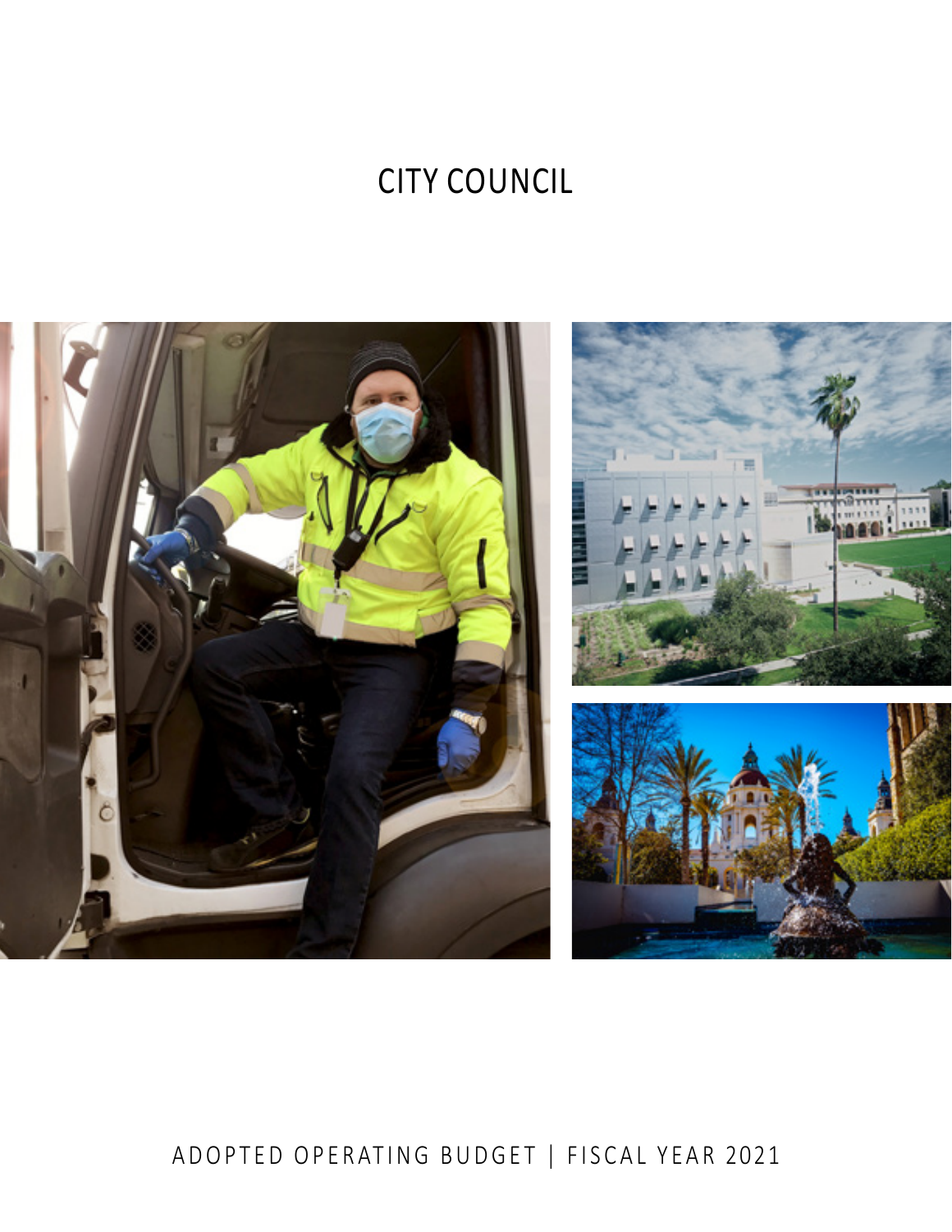# CITY COUNCIL

ADOPTED OPERATING BUDGET | FISCAL YEAR 2021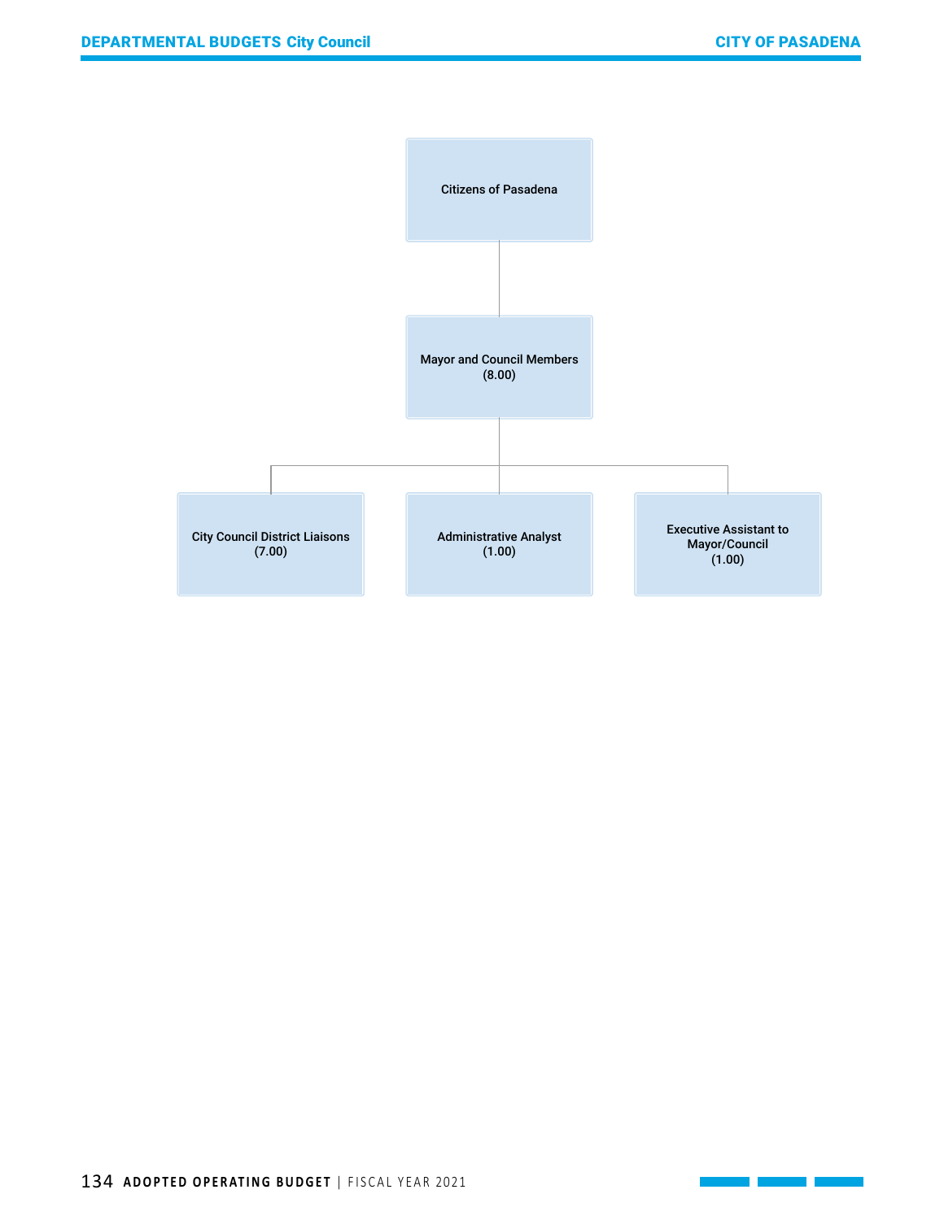Citizens of Pasadena

Mayor and Council Members
(8.00)

- City Council District Liaisons (7.00)
- Administrative Analyst (1.00)
- Executive Assistant to Mayor/Council (1.00)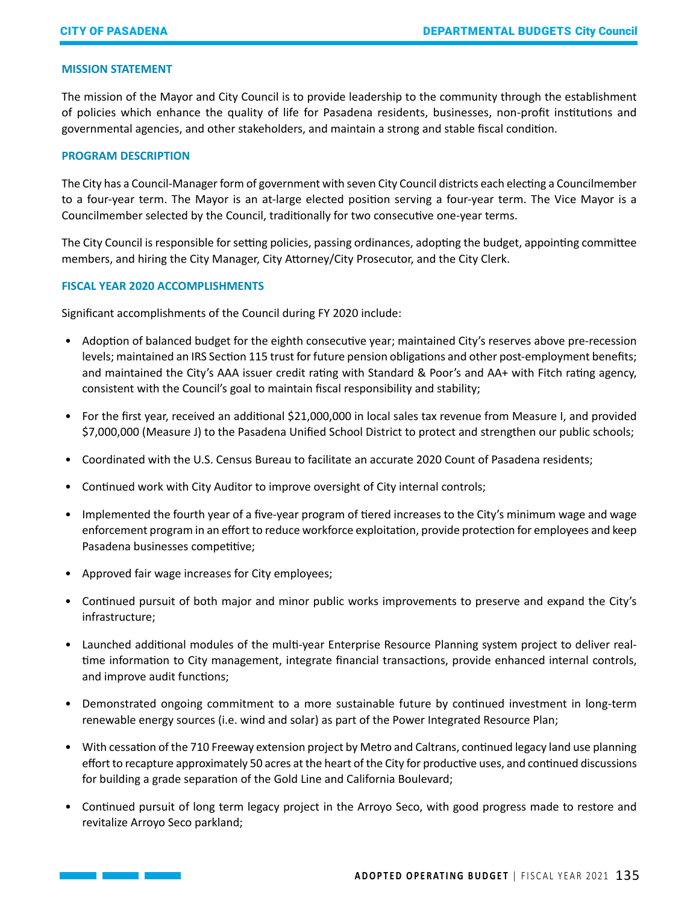## MISSION STATEMENT

The mission of the Mayor and City Council is to provide leadership to the community through the establishment of policies which enhance the quality of life for Pasadena residents, businesses, non-profit institutions and governmental agencies, and other stakeholders, and maintain a strong and stable fiscal condition.

## PROGRAM DESCRIPTION

The City has a Council-Manager form of government with seven City Council districts each electing a Councilmember to a four-year term. The Mayor is an at-large elected position serving a four-year term. The Vice Mayor is a Councilmember selected by the Council, traditionally for two consecutive one-year terms.

The City Council is responsible for setting policies, passing ordinances, adopting the budget, appointing committee members, and hiring the City Manager, City Attorney/City Prosecutor, and the City Clerk.

## FISCAL YEAR 2020 ACCOMPLISHMENTS

Significant accomplishments of the Council during FY 2020 include:

- Adoption of balanced budget for the eighth consecutive year; maintained City's reserves above pre-recession levels; maintained an IRS Section 115 trust for future pension obligations and other post-employment benefits; and maintained the City's AAA issuer credit rating with Standard & Poor's and AA+ with Fitch rating agency, consistent with the Council's goal to maintain fiscal responsibility and stability;
- For the first year, received an additional $21,000,000 in local sales tax revenue from Measure I, and provided $7,000,000 (Measure J) to the Pasadena Unified School District to protect and strengthen our public schools;
- Coordinated with the U.S. Census Bureau to facilitate an accurate 2020 Count of Pasadena residents;
- Continued work with City Auditor to improve oversight of City internal controls;
- Implemented the fourth year of a five-year program of tiered increases to the City's minimum wage and wage enforcement program in an effort to reduce workforce exploitation, provide protection for employees and keep Pasadena businesses competitive;
- Approved fair wage increases for City employees;
- Continued pursuit of both major and minor public works improvements to preserve and expand the City's infrastructure;
- Launched additional modules of the multi-year Enterprise Resource Planning system project to deliver real-time information to City management, integrate financial transactions, provide enhanced internal controls, and improve audit functions;
- Demonstrated ongoing commitment to a more sustainable future by continued investment in long-term renewable energy sources (i.e. wind and solar) as part of the Power Integrated Resource Plan;
- With cessation of the 710 Freeway extension project by Metro and Caltrans, continued legacy land use planning effort to recapture approximately 50 acres at the heart of the City for productive uses, and continued discussions for building a grade separation of the Gold Line and California Boulevard;
- Continued pursuit of long term legacy project in the Arroyo Seco, with good progress made to restore and revitalize Arroyo Seco parkland;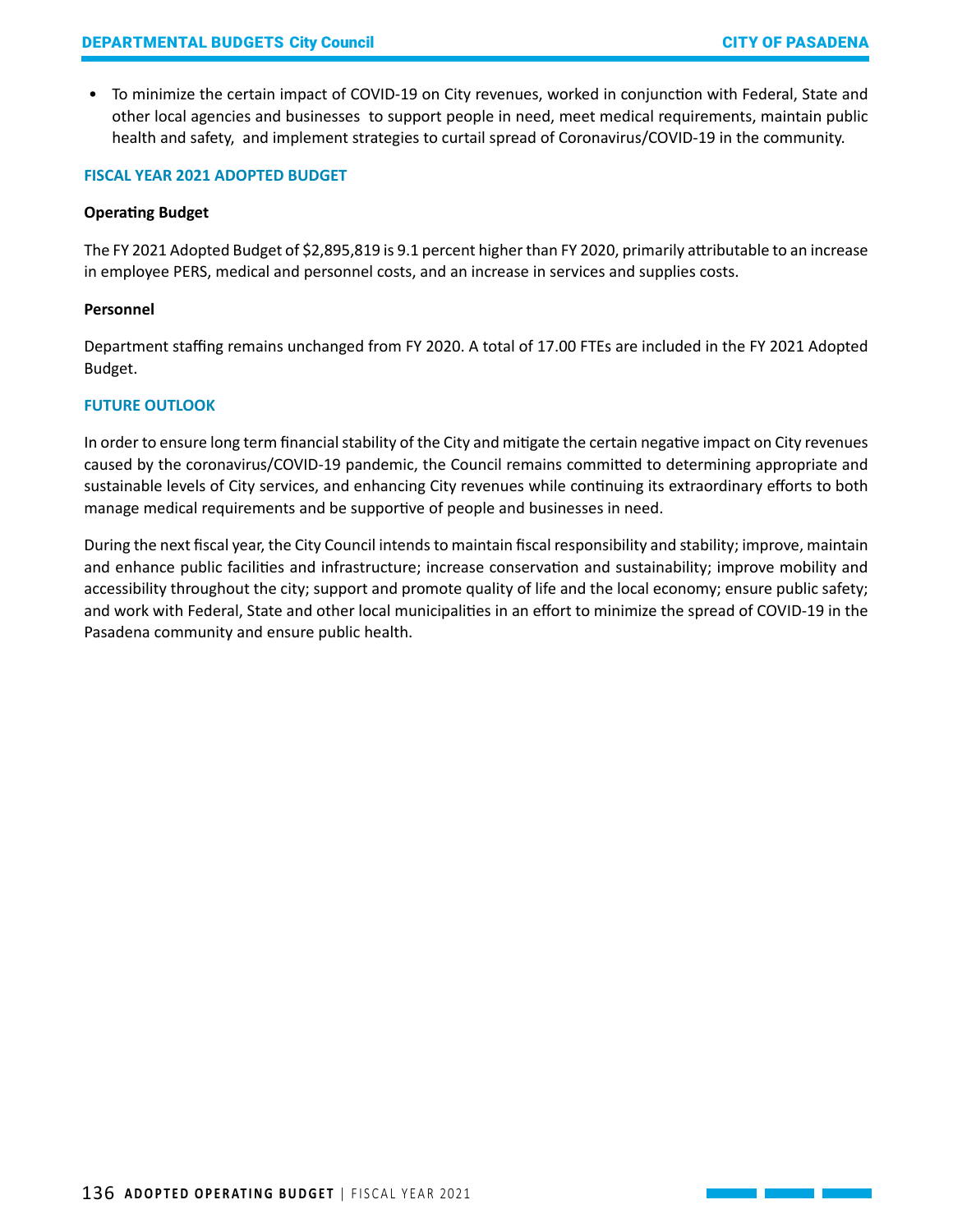- To minimize the certain impact of COVID-19 on City revenues, worked in conjunction with Federal, State and other local agencies and businesses to support people in need, meet medical requirements, maintain public health and safety, and implement strategies to curtail spread of Coronavirus/COVID-19 in the community.

## FISCAL YEAR 2021 ADOPTED BUDGET

### Operating Budget

The FY 2021 Adopted Budget of $2,895,819 is 9.1 percent higher than FY 2020, primarily attributable to an increase in employee PERS, medical and personnel costs, and an increase in services and supplies costs.

### Personnel

Department staffing remains unchanged from FY 2020. A total of 17.00 FTEs are included in the FY 2021 Adopted Budget.

## FUTURE OUTLOOK

In order to ensure long term financial stability of the City and mitigate the certain negative impact on City revenues caused by the coronavirus/COVID-19 pandemic, the Council remains committed to determining appropriate and sustainable levels of City services, and enhancing City revenues while continuing its extraordinary efforts to both manage medical requirements and be supportive of people and businesses in need.

During the next fiscal year, the City Council intends to maintain fiscal responsibility and stability; improve, maintain and enhance public facilities and infrastructure; increase conservation and sustainability; improve mobility and accessibility throughout the city; support and promote quality of life and the local economy; ensure public safety; and work with Federal, State and other local municipalities in an effort to minimize the spread of COVID-19 in the Pasadena community and ensure public health.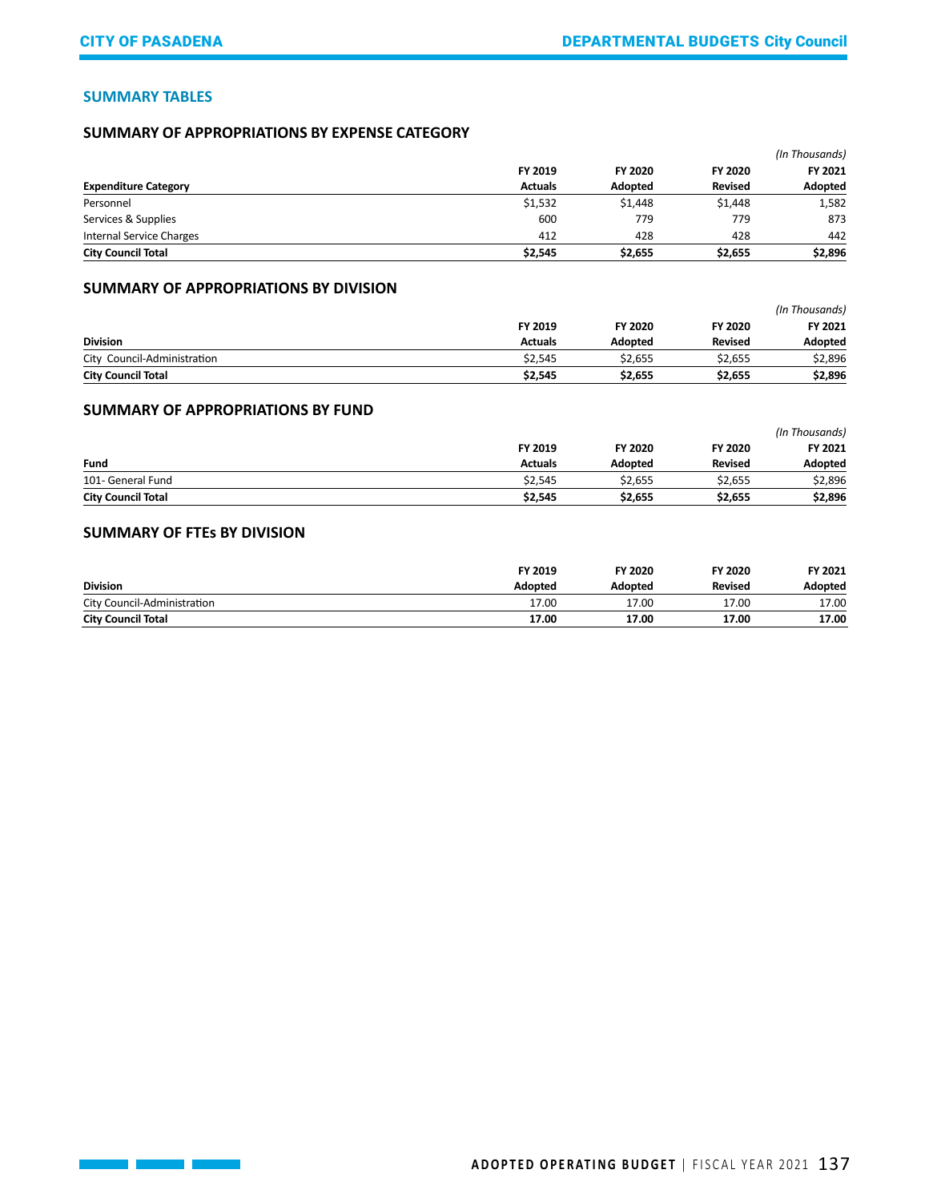## SUMMARY TABLES

### SUMMARY OF APPROPRIATIONS BY EXPENSE CATEGORY

*(In Thousands)*

| Expenditure Category | FY 2019 Actuals | FY 2020 Adopted | FY 2020 Revised | FY 2021 Adopted |
|---|---|---|---|---|
| Personnel | $1,532 | $1,448 | $1,448 | 1,582 |
| Services & Supplies | 600 | 779 | 779 | 873 |
| Internal Service Charges | 412 | 428 | 428 | 442 |
| **City Council Total** | **$2,545** | **$2,655** | **$2,655** | **$2,896** |

### SUMMARY OF APPROPRIATIONS BY DIVISION

*(In Thousands)*

| Division | FY 2019 Actuals | FY 2020 Adopted | FY 2020 Revised | FY 2021 Adopted |
|---|---|---|---|---|
| City Council-Administration | $2,545 | $2,655 | $2,655 | $2,896 |
| **City Council Total** | **$2,545** | **$2,655** | **$2,655** | **$2,896** |

### SUMMARY OF APPROPRIATIONS BY FUND

*(In Thousands)*

| Fund | FY 2019 Actuals | FY 2020 Adopted | FY 2020 Revised | FY 2021 Adopted |
|---|---|---|---|---|
| 101- General Fund | $2,545 | $2,655 | $2,655 | $2,896 |
| **City Council Total** | **$2,545** | **$2,655** | **$2,655** | **$2,896** |

### SUMMARY OF FTEs BY DIVISION

| Division | FY 2019 Adopted | FY 2020 Adopted | FY 2020 Revised | FY 2021 Adopted |
|---|---|---|---|---|
| City Council-Administration | 17.00 | 17.00 | 17.00 | 17.00 |
| **City Council Total** | **17.00** | **17.00** | **17.00** | **17.00** |